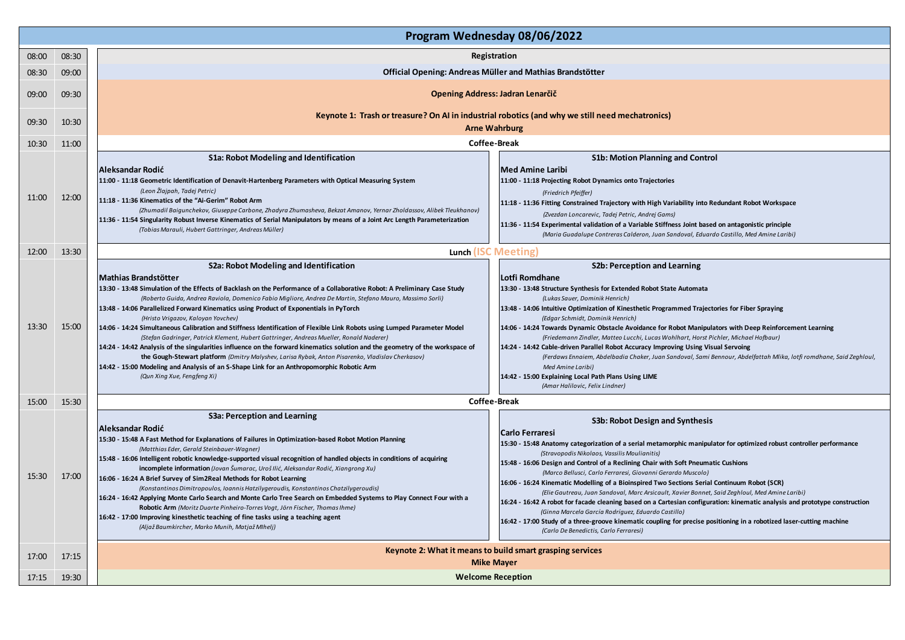# Program Wednesday 08/06/2022

| Start | End | Program |
|---|---|---|
| 08:00 | 08:30 | **Registration** |
| 08:30 | 09:00 | **Official Opening: Andreas Müller and Mathias Brandstötter** |
| 09:00 | 09:30 | **Opening Address: Jadran Lenarčič** |
| 09:30 | 10:30 | **Keynote 1: Trash or treasure? On AI in industrial robotics (and why we still need mechatronics)** **Arne Wahrburg** |
| 10:30 | 11:00 | **Coffee-Break** |

## 11:00 – 12:00

### S1a: Robot Modeling and Identification

**Aleksandar Rodić**

- **11:00 - 11:18 Geometric Identification of Denavit-Hartenberg Parameters with Optical Measuring System**
  *(Leon Žlajpah, Tadej Petric)*
- **11:18 - 11:36 Kinematics of the "Ai-Gerim" Robot Arm**
  *(Zhumadil Baigunchekov, Giuseppe Carbone, Zhadyra Zhumasheva, Bekzat Amanov, Yernar Zholdassov, Alibek Tleukhanov)*
- **11:36 - 11:54 Singularity Robust Inverse Kinematics of Serial Manipulators by means of a Joint Arc Length Parameterization**
  *(Tobias Marauli, Hubert Gattringer, Andreas Müller)*

### S1b: Motion Planning and Control

**Med Amine Laribi**

- **11:00 - 11:18 Projecting Robot Dynamics onto Trajectories**
  *(Friedrich Pfeiffer)*
- **11:18 - 11:36 Fitting Constrained Trajectory with High Variability into Redundant Robot Workspace**
  *(Zvezdan Loncarevic, Tadej Petric, Andrej Gams)*
- **11:36 - 11:54 Experimental validation of a Variable Stiffness Joint based on antagonistic principle**
  *(Maria Guadalupe Contreras Calderon, Juan Sandoval, Eduardo Castillo, Med Amine Laribi)*

## 12:00 – 13:30

**Lunch (ISC Meeting)**

## 13:30 – 15:00

### S2a: Robot Modeling and Identification

**Mathias Brandstötter**

- **13:30 - 13:48 Simulation of the Effects of Backlash on the Performance of a Collaborative Robot: A Preliminary Case Study**
  *(Roberto Guida, Andrea Raviola, Domenico Fabio Migliore, Andrea De Martin, Stefano Mauro, Massimo Sorli)*
- **13:48 - 14:06 Parallelized Forward Kinematics using Product of Exponentials in PyTorch**
  *(Hristo Vrigazov, Kaloyan Yovchev)*
- **14:06 - 14:24 Simultaneous Calibration and Stiffness Identification of Flexible Link Robots using Lumped Parameter Model**
  *(Stefan Gadringer, Patrick Klement, Hubert Gattringer, Andreas Mueller, Ronald Naderer)*
- **14:24 - 14:42 Analysis of the singularities influence on the forward kinematics solution and the geometry of the workspace of the Gough-Stewart platform** *(Dmitry Malyshev, Larisa Rybak, Anton Pisarenko, Vladislav Cherkasov)*
- **14:42 - 15:00 Modeling and Analysis of an S-Shape Link for an Anthropomorphic Robotic Arm**
  *(Qun Xing Xue, Fengfeng Xi)*

### S2b: Perception and Learning

**Lotfi Romdhane**

- **13:30 - 13:48 Structure Synthesis for Extended Robot State Automata**
  *(Lukas Sauer, Dominik Henrich)*
- **13:48 - 14:06 Intuitive Optimization of Kinesthetic Programmed Trajectories for Fiber Spraying**
  *(Edgar Schmidt, Dominik Henrich)*
- **14:06 - 14:24 Towards Dynamic Obstacle Avoidance for Robot Manipulators with Deep Reinforcement Learning**
  *(Friedemann Zindler, Matteo Lucchi, Lucas Wohlhart, Horst Pichler, Michael Hofbaur)*
- **14:24 - 14:42 Cable-driven Parallel Robot Accuracy Improving Using Visual Servoing**
  *(Ferdaws Ennaiem, Abdelbadia Chaker, Juan Sandoval, Sami Bennour, Abdelfattah Mlika, lotfi romdhane, Said Zeghloul, Med Amine Laribi)*
- **14:42 - 15:00 Explaining Local Path Plans Using LIME**
  *(Amar Halilovic, Felix Lindner)*

## 15:00 – 15:30

**Coffee-Break**

## 15:30 – 17:00

### S3a: Perception and Learning

**Aleksandar Rodić**

- **15:30 - 15:48 A Fast Method for Explanations of Failures in Optimization-based Robot Motion Planning**
  *(Matthias Eder, Gerald Steinbauer-Wagner)*
- **15:48 - 16:06 Intelligent robotic knowledge-supported visual recognition of handled objects in conditions of acquiring incomplete information** *(Jovan Šumarac, Uroš Ilić, Aleksandar Rodić, Xiangrong Xu)*
- **16:06 - 16:24 A Brief Survey of Sim2Real Methods for Robot Learning**
  *(Konstantinos Dimitropoulos, Ioannis Hatzilygeroudis, Konstantinos Chatzilygeroudis)*
- **16:24 - 16:42 Applying Monte Carlo Search and Monte Carlo Tree Search on Embedded Systems to Play Connect Four with a Robotic Arm** *(Moritz Duarte Pinheiro-Torres Vogt, Jörn Fischer, Thomas Ihme)*
- **16:42 - 17:00 Improving kinesthetic teaching of fine tasks using a teaching agent**
  *(Aljaž Baumkircher, Marko Munih, Matjaž Mlhelj)*

### S3b: Robot Design and Synthesis

**Carlo Ferraresi**

- **15:30 - 15:48 Anatomy categorization of a serial metamorphic manipulator for optimized robust controller performance**
  *(Stravopodis Nikolaos, Vassilis Moulianitis)*
- **15:48 - 16:06 Design and Control of a Reclining Chair with Soft Pneumatic Cushions**
  *(Marco Bellusci, Carlo Ferraresi, Giovanni Gerardo Muscolo)*
- **16:06 - 16:24 Kinematic Modelling of a Bioinspired Two Sections Serial Continuum Robot (SCR)**
  *(Elie Gautreau, Juan Sandoval, Marc Arsicault, Xavier Bonnet, Said Zeghloul, Med Amine Laribi)*
- **16:24 - 16:42 A robot for facade cleaning based on a Cartesian configuration: kinematic analysis and prototype construction**
  *(Ginna Marcela García Rodríguez, Eduardo Castillo)*
- **16:42 - 17:00 Study of a three-groove kinematic coupling for precise positioning in a robotized laser-cutting machine**
  *(Carlo De Benedictis, Carlo Ferraresi)*

## 17:00 – 17:15

**Keynote 2: What it means to build smart grasping services**
**Mike Mayer**

## 17:15 – 19:30

**Welcome Reception**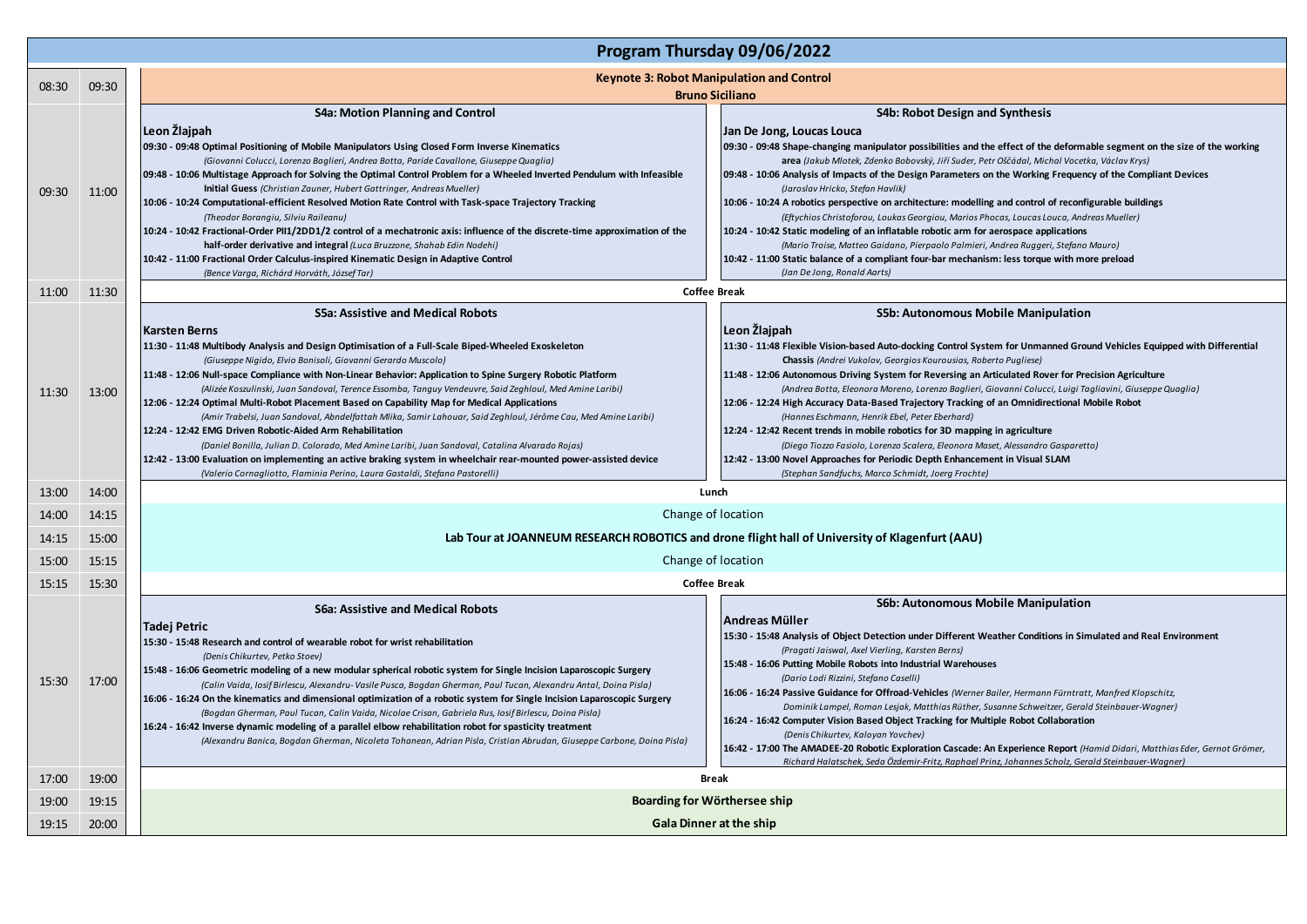# Program Thursday 09/06/2022

| Start | End | Program |
|---|---|---|
| 08:30 | 09:30 | **Keynote 3: Robot Manipulation and Control** — **Bruno Siciliano** |
| 09:30 | 11:00 | **S4a: Motion Planning and Control** / **S4b: Robot Design and Synthesis** (see below) |
| 11:00 | 11:30 | **Coffee Break** |
| 11:30 | 13:00 | **S5a: Assistive and Medical Robots** / **S5b: Autonomous Mobile Manipulation** (see below) |
| 13:00 | 14:00 | **Lunch** |
| 14:00 | 14:15 | Change of location |
| 14:15 | 15:00 | **Lab Tour at JOANNEUM RESEARCH ROBOTICS and drone flight hall of University of Klagenfurt (AAU)** |
| 15:00 | 15:15 | Change of location |
| 15:15 | 15:30 | **Coffee Break** |
| 15:30 | 17:00 | **S6a: Assistive and Medical Robots** / **S6b: Autonomous Mobile Manipulation** (see below) |
| 17:00 | 19:00 | **Break** |
| 19:00 | 19:15 | **Boarding for Wörthersee ship** |
| 19:15 | 20:00 | **Gala Dinner at the ship** |

## 09:30 – 11:00

### S4a: Motion Planning and Control

**Leon Žlajpah**

- **09:30 - 09:48 Optimal Positioning of Mobile Manipulators Using Closed Form Inverse Kinematics** *(Giovanni Colucci, Lorenzo Baglieri, Andrea Botta, Paride Cavallone, Giuseppe Quaglia)*
- **09:48 - 10:06 Multistage Approach for Solving the Optimal Control Problem for a Wheeled Inverted Pendulum with Infeasible Initial Guess** *(Christian Zauner, Hubert Gattringer, Andreas Mueller)*
- **10:06 - 10:24 Computational-efficient Resolved Motion Rate Control with Task-space Trajectory Tracking** *(Theodor Borangiu, Silviu Raileanu)*
- **10:24 - 10:42 Fractional-Order PII1/2DD1/2 control of a mechatronic axis: influence of the discrete-time approximation of the half-order derivative and integral** *(Luca Bruzzone, Shahab Edin Nodehi)*
- **10:42 - 11:00 Fractional Order Calculus-inspired Kinematic Design in Adaptive Control** *(Bence Varga, Richárd Horváth, József Tar)*

### S4b: Robot Design and Synthesis

**Jan De Jong, Loucas Louca**

- **09:30 - 09:48 Shape-changing manipulator possibilities and the effect of the deformable segment on the size of the working area** *(Jakub Mlotek, Zdenko Bobovský, Jiří Suder, Petr Oščádal, Michal Vocetka, Václav Krys)*
- **09:48 - 10:06 Analysis of Impacts of the Design Parameters on the Working Frequency of the Compliant Devices** *(Jaroslav Hricko, Stefan Havlik)*
- **10:06 - 10:24 A robotics perspective on architecture: modelling and control of reconfigurable buildings** *(Eftychios Christoforou, Loukas Georgiou, Marios Phocas, Loucas Louca, Andreas Mueller)*
- **10:24 - 10:42 Static modeling of an inflatable robotic arm for aerospace applications** *(Mario Troise, Matteo Gaidano, Pierpaolo Palmieri, Andrea Ruggeri, Stefano Mauro)*
- **10:42 - 11:00 Static balance of a compliant four-bar mechanism: less torque with more preload** *(Jan De Jong, Ronald Aarts)*

## 11:30 – 13:00

### S5a: Assistive and Medical Robots

**Karsten Berns**

- **11:30 - 11:48 Multibody Analysis and Design Optimisation of a Full-Scale Biped-Wheeled Exoskeleton** *(Giuseppe Nigido, Elvio Bonisoli, Giovanni Gerardo Muscolo)*
- **11:48 - 12:06 Null-space Compliance with Non-Linear Behavior: Application to Spine Surgery Robotic Platform** *(Alizée Koszulinski, Juan Sandoval, Terence Essomba, Tanguy Vendeuvre, Said Zeghloul, Med Amine Laribi)*
- **12:06 - 12:24 Optimal Multi-Robot Placement Based on Capability Map for Medical Applications** *(Amir Trabelsi, Juan Sandoval, Abdelfattah Mlika, Samir Lahouar, Said Zeghloul, Jérôme Cau, Med Amine Laribi)*
- **12:24 - 12:42 EMG Driven Robotic-Aided Arm Rehabilitation** *(Daniel Bonilla, Julian D. Colorado, Med Amine Laribi, Juan Sandoval, Catalina Alvarado Rojas)*
- **12:42 - 13:00 Evaluation on implementing an active braking system in wheelchair rear-mounted power-assisted device** *(Valerio Cornagliotto, Flaminia Perino, Laura Gastaldi, Stefano Pastorelli)*

### S5b: Autonomous Mobile Manipulation

**Leon Žlajpah**

- **11:30 - 11:48 Flexible Vision-based Auto-docking Control System for Unmanned Ground Vehicles Equipped with Differential Chassis** *(Andrei Vukolov, Georgios Kourousias, Roberto Pugliese)*
- **11:48 - 12:06 Autonomous Driving System for Reversing an Articulated Rover for Precision Agriculture** *(Andrea Botta, Eleonora Moreno, Lorenzo Baglieri, Giovanni Colucci, Luigi Tagliavini, Giuseppe Quaglia)*
- **12:06 - 12:24 High Accuracy Data-Based Trajectory Tracking of an Omnidirectional Mobile Robot** *(Hannes Eschmann, Henrik Ebel, Peter Eberhard)*
- **12:24 - 12:42 Recent trends in mobile robotics for 3D mapping in agriculture** *(Diego Tiozzo Fasiolo, Lorenzo Scalera, Eleonora Maset, Alessandro Gasparetto)*
- **12:42 - 13:00 Novel Approaches for Periodic Depth Enhancement in Visual SLAM** *(Stephan Sandfuchs, Marco Schmidt, Joerg Frochte)*

## 15:30 – 17:00

### S6a: Assistive and Medical Robots

**Tadej Petric**

- **15:30 - 15:48 Research and control of wearable robot for wrist rehabilitation** *(Denis Chikurtev, Petko Stoev)*
- **15:48 - 16:06 Geometric modeling of a new modular spherical robotic system for Single Incision Laparoscopic Surgery** *(Calin Vaida, Iosif Birlescu, Alexandru-Vasile Pusca, Bogdan Gherman, Paul Tucan, Alexandru Antal, Doina Pisla)*
- **16:06 - 16:24 On the kinematics and dimensional optimization of a robotic system for Single Incision Laparoscopic Surgery** *(Bogdan Gherman, Paul Tucan, Calin Vaida, Nicolae Crisan, Gabriela Rus, Iosif Birlescu, Doina Pisla)*
- **16:24 - 16:42 Inverse dynamic modeling of a parallel elbow rehabilitation robot for spasticity treatment** *(Alexandru Banica, Bogdan Gherman, Nicoleta Tohanean, Adrian Pisla, Cristian Abrudan, Giuseppe Carbone, Doina Pisla)*

### S6b: Autonomous Mobile Manipulation

**Andreas Müller**

- **15:30 - 15:48 Analysis of Object Detection under Different Weather Conditions in Simulated and Real Environment** *(Pragati Jaiswal, Axel Vierling, Karsten Berns)*
- **15:48 - 16:06 Putting Mobile Robots into Industrial Warehouses** *(Dario Lodi Rizzini, Stefano Caselli)*
- **16:06 - 16:24 Passive Guidance for Offroad-Vehicles** *(Werner Bailer, Hermann Fürntratt, Manfred Klopschitz, Dominik Lampel, Roman Lesjak, Matthias Rüther, Susanne Schweitzer, Gerald Steinbauer-Wagner)*
- **16:24 - 16:42 Computer Vision Based Object Tracking for Multiple Robot Collaboration** *(Denis Chikurtev, Kaloyan Yovchev)*
- **16:42 - 17:00 The AMADEE-20 Robotic Exploration Cascade: An Experience Report** *(Hamid Didari, Matthias Eder, Gernot Grömer, Richard Halatschek, Seda Özdemir-Fritz, Raphael Prinz, Johannes Scholz, Gerald Steinbauer-Wagner)*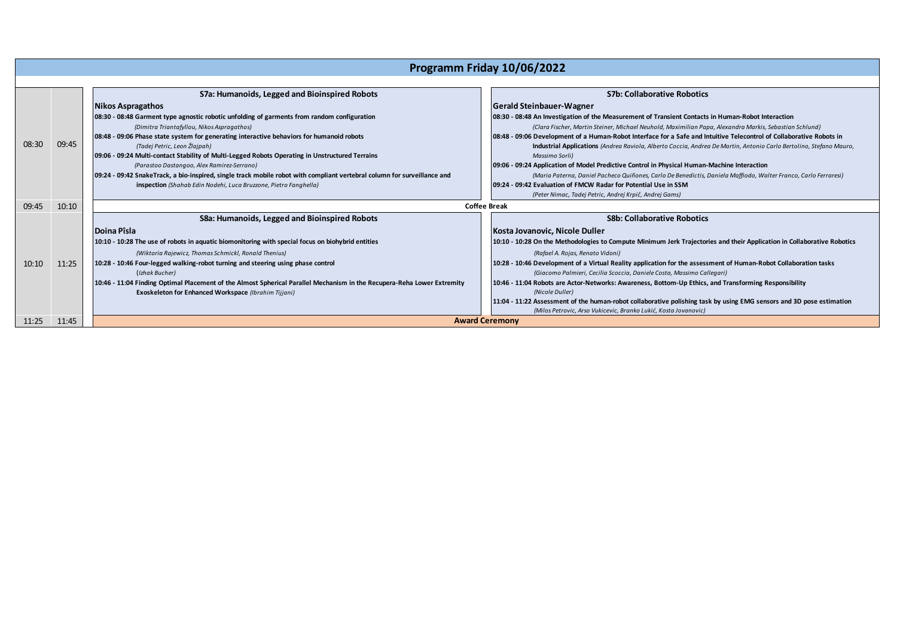# Programm Friday 10/06/2022

| | | | |
|---|---|---|---|
| 08:30 | 09:45 | **S7a: Humanoids, Legged and Bioinspired Robots**<br>**Nikos Aspragathos**<br>**08:30 - 08:48 Garment type agnostic robotic unfolding of garments from random configuration**<br>*(Dimitra Triantafyllou, Nikos Aspragathos)*<br>**08:48 - 09:06 Phase state system for generating interactive behaviors for humanoid robots**<br>*(Tadej Petric, Leon Žlajpah)*<br>**09:06 - 09:24 Multi-contact Stability of Multi-Legged Robots Operating in Unstructured Terrains**<br>*(Parastoo Dastangoo, Alex Ramirez-Serrano)*<br>**09:24 - 09:42 SnakeTrack, a bio-inspired, single track mobile robot with compliant vertebral column for surveillance and inspection** *(Shahab Edin Nodehi, Luca Bruzzone, Pietro Fanghella)* | **S7b: Collaborative Robotics**<br>**Gerald Steinbauer-Wagner**<br>**08:30 - 08:48 An Investigation of the Measurement of Transient Contacts in Human-Robot Interaction**<br>*(Clara Fischer, Martin Steiner, Michael Neuhold, Maximilian Papa, Alexandra Markis, Sebastian Schlund)*<br>**08:48 - 09:06 Development of a Human-Robot Interface for a Safe and Intuitive Telecontrol of Collaborative Robots in Industrial Applications** *(Andrea Raviola, Alberto Coccia, Andrea De Martin, Antonio Carlo Bertolino, Stefano Mauro, Massimo Sorli)*<br>**09:06 - 09:24 Application of Model Predictive Control in Physical Human-Machine Interaction**<br>*(Maria Paterna, Daniel Pacheco Quiñones, Carlo De Benedictis, Daniela Maffiodo, Walter Franco, Carlo Ferraresi)*<br>**09:24 - 09:42 Evaluation of FMCW Radar for Potential Use in SSM**<br>*(Peter Nimac, Tadej Petric, Andrej Krpič, Andrej Gams)* |
| 09:45 | 10:10 | **Coffee Break** | |
| 10:10 | 11:25 | **S8a: Humanoids, Legged and Bioinspired Robots**<br>**Doina Pîsla**<br>**10:10 - 10:28 The use of robots in aquatic biomonitoring with special focus on biohybrid entities**<br>*(Wiktoria Rajewicz, Thomas Schmickl, Ronald Thenius)*<br>**10:28 - 10:46 Four-legged walking-robot turning and steering using phase control**<br>*(Izhak Bucher)*<br>**10:46 - 11:04 Finding Optimal Placement of the Almost Spherical Parallel Mechanism in the Recupera-Reha Lower Extremity Exoskeleton for Enhanced Workspace** *(Ibrahim Tijjani)* | **S8b: Collaborative Robotics**<br>**Kosta Jovanovic, Nicole Duller**<br>**10:10 - 10:28 On the Methodologies to Compute Minimum Jerk Trajectories and their Application in Collaborative Robotics**<br>*(Rafael A. Rojas, Renato Vidoni)*<br>**10:28 - 10:46 Development of a Virtual Reality application for the assessment of Human-Robot Collaboration tasks**<br>*(Giacomo Palmieri, Cecilia Scoccia, Daniele Costa, Massimo Callegari)*<br>**10:46 - 11:04 Robots are Actor-Networks: Awareness, Bottom-Up Ethics, and Transforming Responsibility**<br>*(Nicole Duller)*<br>**11:04 - 11:22 Assessment of the human-robot collaborative polishing task by using EMG sensors and 3D pose estimation**<br>*(Milos Petrovic, Arso Vukicevic, Branko Lukić, Kosta Jovanovic)* |
| 11:25 | 11:45 | **Award Ceremony** | |